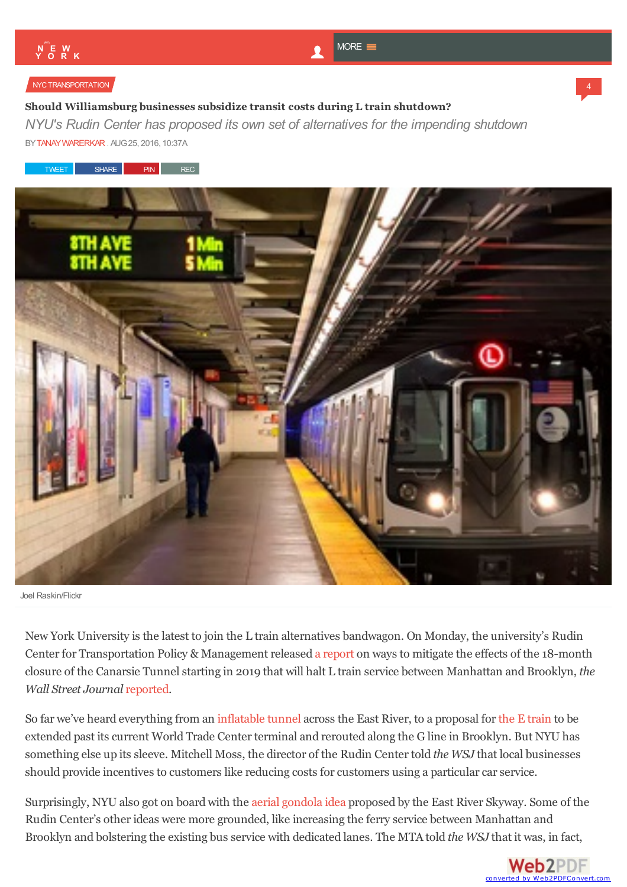NYC TRANSPORTATION

# Should Williamsburg businesses subsidize transit costs during L train shutdown?

*NYU's Rudin Center has proposed its own set of alternatives for the impending shutdown*

BY TANAY WARERKAR . AUG 25, 2016, 10:37A

Joel Raskin/Flickr

New York University is the latest to join the L train alternatives bandwagon. On Monday, the university's Rudin Center for Transportation Policy & Management released a report on ways to mitigate the effects of the 18-month closure of the Canarsie Tunnel starting in 2019 that will halt L train service between Manhattan and Brooklyn, *the Wall Street Journal* reported.

So far we've heard everything from an inflatable tunnel across the East River, to a proposal for the E train to be extended past its current World Trade Center terminal and rerouted along the G line in Brooklyn. But NYU has something else up its sleeve. Mitchell Moss, the director of the Rudin Center told *the WSJ* that local businesses should provide incentives to customers like reducing costs for customers using a particular car service.

Surprisingly, NYU also got on board with the aerial gondola idea proposed by the East River Skyway. Some of the Rudin Center's other ideas were more grounded, like increasing the ferry service between Manhattan and Brooklyn and bolstering the existing bus service with dedicated lanes. The MTA told *the WSJ* that it was, in fact,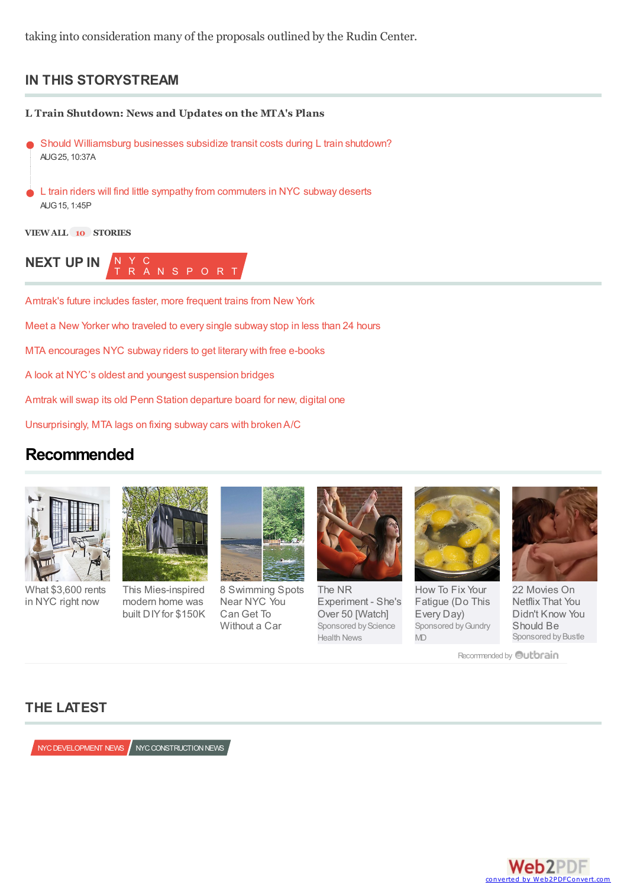taking into consideration many of the proposals outlined by the Rudin Center.

## IN THIS STORYSTREAM

**L Train Shutdown: News and Updates on the MTA's Plans**

- Should Williamsburg businesses subsidize transit costs during L train shutdown?
  AUG 25, 10:37A
- L train riders will find little sympathy from commuters in NYC subway deserts
  AUG 15, 1:45P

VIEW ALL 10 STORIES

## NEXT UP IN NYC TRANSPORT

Amtrak's future includes faster, more frequent trains from New York

Meet a New Yorker who traveled to every single subway stop in less than 24 hours

MTA encourages NYC subway riders to get literary with free e-books

A look at NYC's oldest and youngest suspension bridges

Amtrak will swap its old Penn Station departure board for new, digital one

Unsurprisingly, MTA lags on fixing subway cars with broken A/C

## Recommended

What $3,600 rents in NYC right now

This Mies-inspired modern home was built DIY for $150K

8 Swimming Spots Near NYC You Can Get To Without a Car

The NR Experiment - She's Over 50 [Watch]
Sponsored by Science Health News

How To Fix Your Fatigue (Do This Every Day)
Sponsored by Gundry MD

22 Movies On Netflix That You Didn't Know You Should Be
Sponsored by Bustle

Recommended by Outbrain

## THE LATEST

NYC DEVELOPMENT NEWS | NYC CONSTRUCTION NEWS